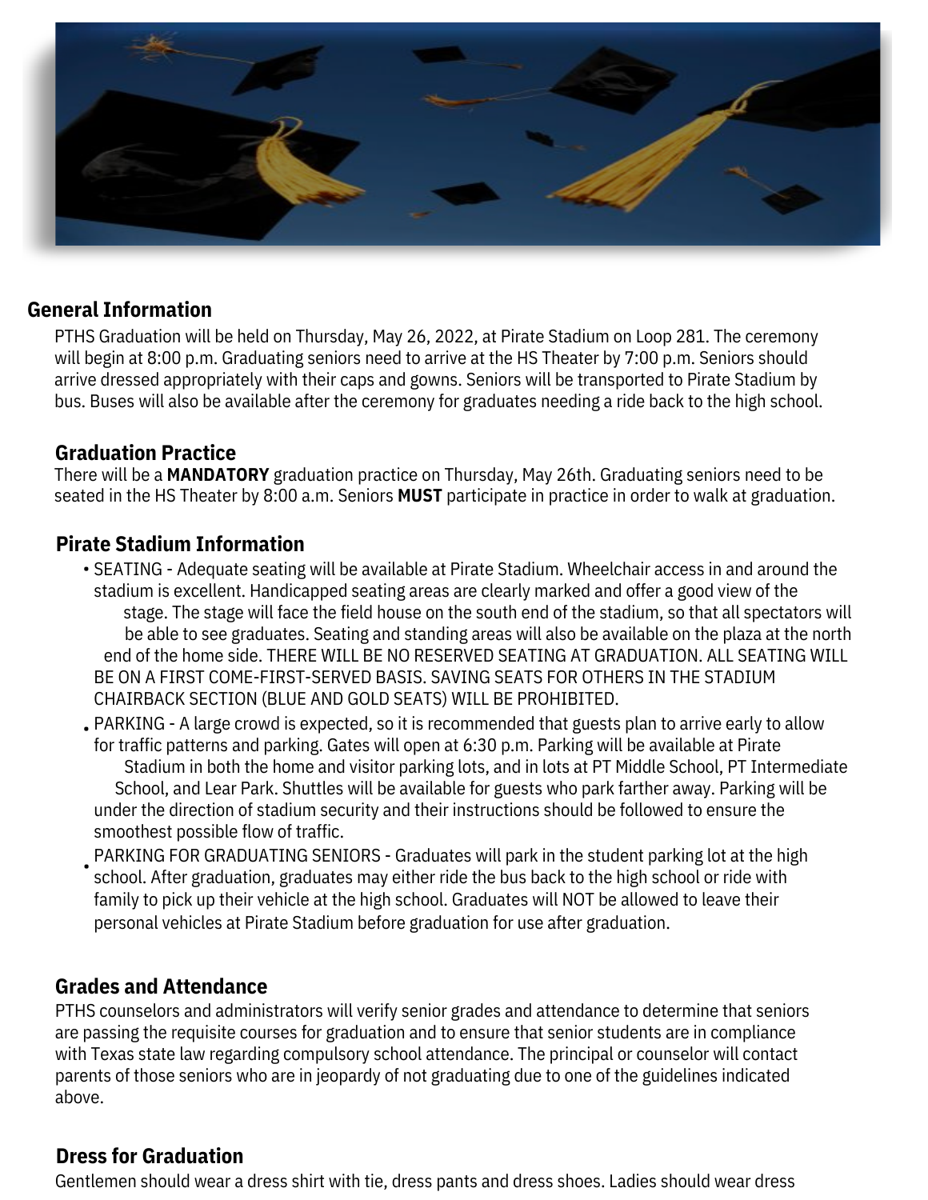## General Information

PTHS Graduation will be held on Thursday, May 26, 2022, at Pirate Stadium on Loop 281. The ceremony will begin at 8:00 p.m. Graduating seniors need to arrive at the HS Theater by 7:00 p.m. Seniors should arrive dressed appropriately with their caps and gowns. Seniors will be transported to Pirate Stadium by bus. Buses will also be available after the ceremony for graduates needing a ride back to the high school.

## Graduation Practice

There will be a **MANDATORY** graduation practice on Thursday, May 26th. Graduating seniors need to be seated in the HS Theater by 8:00 a.m. Seniors **MUST** participate in practice in order to walk at graduation.

## Pirate Stadium Information

- SEATING - Adequate seating will be available at Pirate Stadium. Wheelchair access in and around the stadium is excellent. Handicapped seating areas are clearly marked and offer a good view of the stage. The stage will face the field house on the south end of the stadium, so that all spectators will be able to see graduates. Seating and standing areas will also be available on the plaza at the north end of the home side. THERE WILL BE NO RESERVED SEATING AT GRADUATION. ALL SEATING WILL BE ON A FIRST COME-FIRST-SERVED BASIS. SAVING SEATS FOR OTHERS IN THE STADIUM CHAIRBACK SECTION (BLUE AND GOLD SEATS) WILL BE PROHIBITED.
- PARKING - A large crowd is expected, so it is recommended that guests plan to arrive early to allow for traffic patterns and parking. Gates will open at 6:30 p.m. Parking will be available at Pirate Stadium in both the home and visitor parking lots, and in lots at PT Middle School, PT Intermediate School, and Lear Park. Shuttles will be available for guests who park farther away. Parking will be under the direction of stadium security and their instructions should be followed to ensure the smoothest possible flow of traffic.
- PARKING FOR GRADUATING SENIORS - Graduates will park in the student parking lot at the high school. After graduation, graduates may either ride the bus back to the high school or ride with family to pick up their vehicle at the high school. Graduates will NOT be allowed to leave their personal vehicles at Pirate Stadium before graduation for use after graduation.

## Grades and Attendance

PTHS counselors and administrators will verify senior grades and attendance to determine that seniors are passing the requisite courses for graduation and to ensure that senior students are in compliance with Texas state law regarding compulsory school attendance. The principal or counselor will contact parents of those seniors who are in jeopardy of not graduating due to one of the guidelines indicated above.

## Dress for Graduation

Gentlemen should wear a dress shirt with tie, dress pants and dress shoes. Ladies should wear dress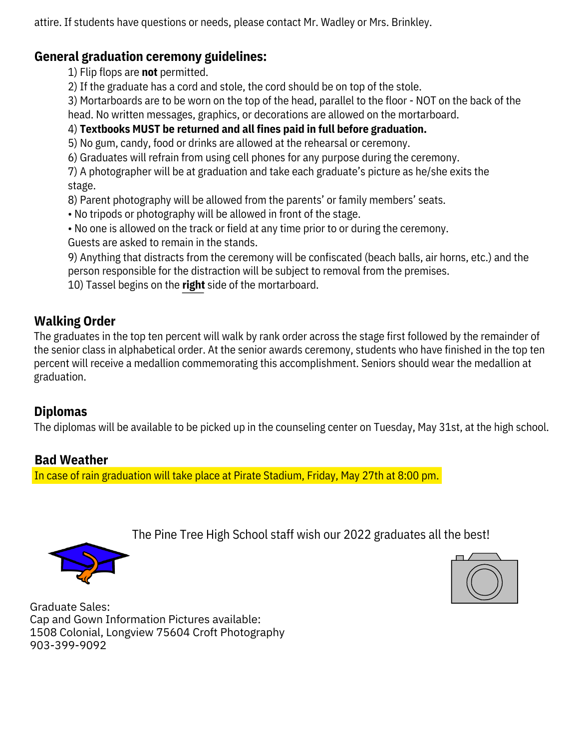attire. If students have questions or needs, please contact Mr. Wadley or Mrs. Brinkley.

## General graduation ceremony guidelines:

1) Flip flops are **not** permitted.
2) If the graduate has a cord and stole, the cord should be on top of the stole.
3) Mortarboards are to be worn on the top of the head, parallel to the floor - NOT on the back of the head. No written messages, graphics, or decorations are allowed on the mortarboard.
4) **Textbooks MUST be returned and all fines paid in full before graduation.**
5) No gum, candy, food or drinks are allowed at the rehearsal or ceremony.
6) Graduates will refrain from using cell phones for any purpose during the ceremony.
7) A photographer will be at graduation and take each graduate's picture as he/she exits the stage.
8) Parent photography will be allowed from the parents' or family members' seats.
   - No tripods or photography will be allowed in front of the stage.
   - No one is allowed on the track or field at any time prior to or during the ceremony.

   Guests are asked to remain in the stands.
9) Anything that distracts from the ceremony will be confiscated (beach balls, air horns, etc.) and the person responsible for the distraction will be subject to removal from the premises.
10) Tassel begins on the **right** side of the mortarboard.

## Walking Order

The graduates in the top ten percent will walk by rank order across the stage first followed by the remainder of the senior class in alphabetical order. At the senior awards ceremony, students who have finished in the top ten percent will receive a medallion commemorating this accomplishment. Seniors should wear the medallion at graduation.

## Diplomas

The diplomas will be available to be picked up in the counseling center on Tuesday, May 31st, at the high school.

## Bad Weather

In case of rain graduation will take place at Pirate Stadium, Friday, May 27th at 8:00 pm.

The Pine Tree High School staff wish our 2022 graduates all the best!

Graduate Sales:
Cap and Gown Information
1508 Colonial, Longview 75604
903-399-9092

Pictures available:
Croft Photography